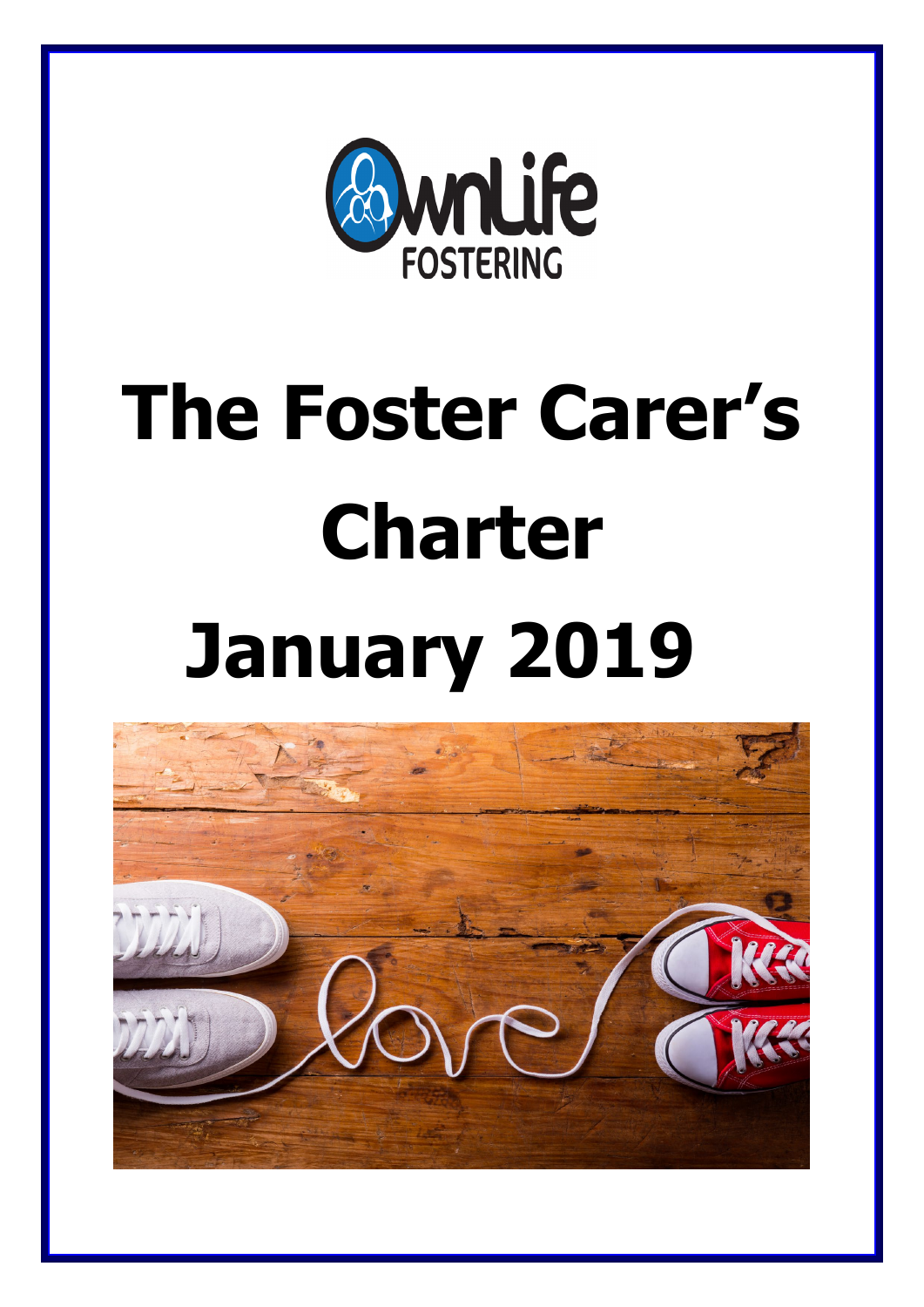OwnLife FOSTERING

# The Foster Carer's Charter

# January 2019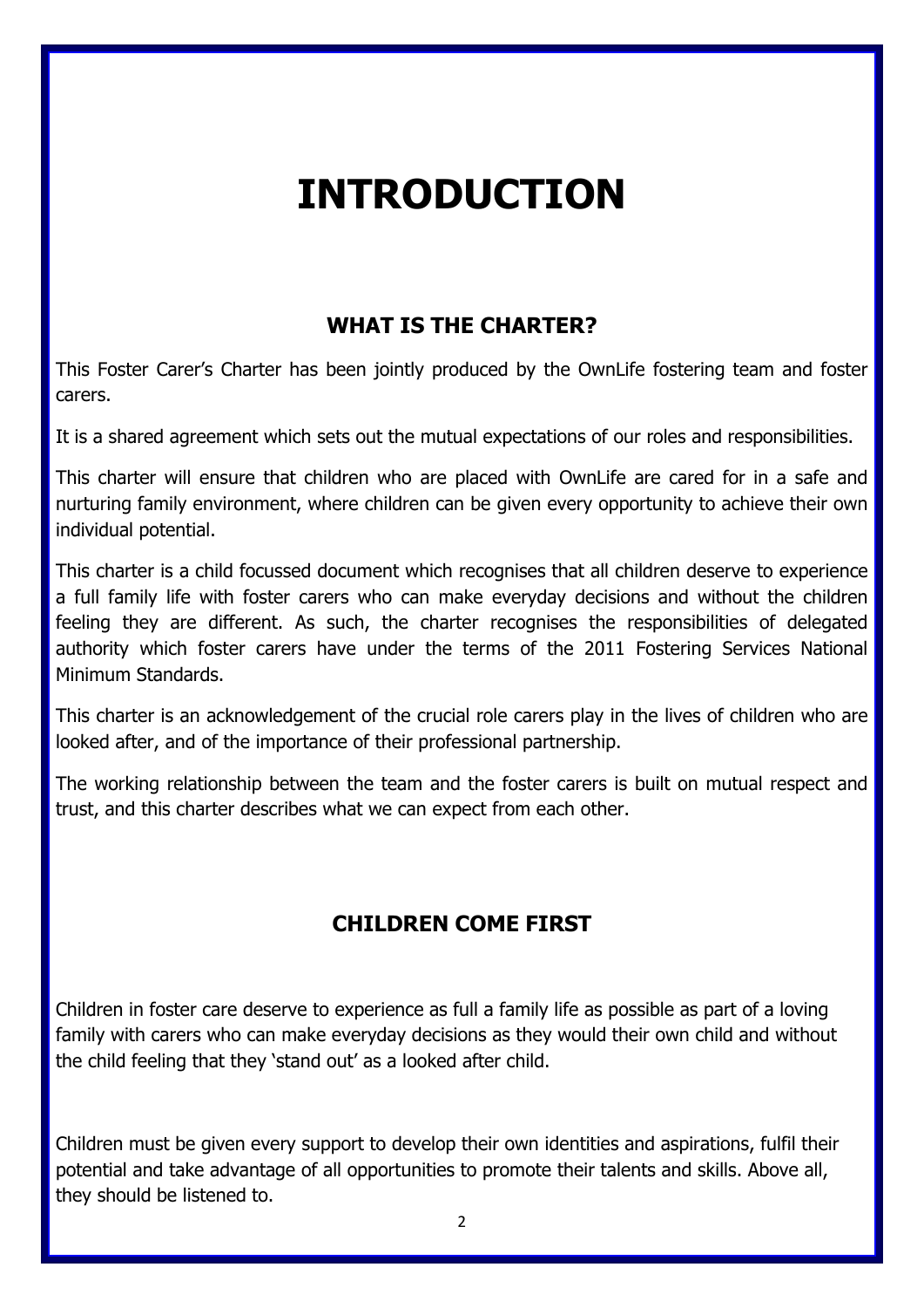# INTRODUCTION

## WHAT IS THE CHARTER?

This Foster Carer's Charter has been jointly produced by the OwnLife fostering team and foster carers.

It is a shared agreement which sets out the mutual expectations of our roles and responsibilities.

This charter will ensure that children who are placed with OwnLife are cared for in a safe and nurturing family environment, where children can be given every opportunity to achieve their own individual potential.

This charter is a child focussed document which recognises that all children deserve to experience a full family life with foster carers who can make everyday decisions and without the children feeling they are different. As such, the charter recognises the responsibilities of delegated authority which foster carers have under the terms of the 2011 Fostering Services National Minimum Standards.

This charter is an acknowledgement of the crucial role carers play in the lives of children who are looked after, and of the importance of their professional partnership.

The working relationship between the team and the foster carers is built on mutual respect and trust, and this charter describes what we can expect from each other.

## CHILDREN COME FIRST

Children in foster care deserve to experience as full a family life as possible as part of a loving family with carers who can make everyday decisions as they would their own child and without the child feeling that they 'stand out' as a looked after child.

Children must be given every support to develop their own identities and aspirations, fulfil their potential and take advantage of all opportunities to promote their talents and skills. Above all, they should be listened to.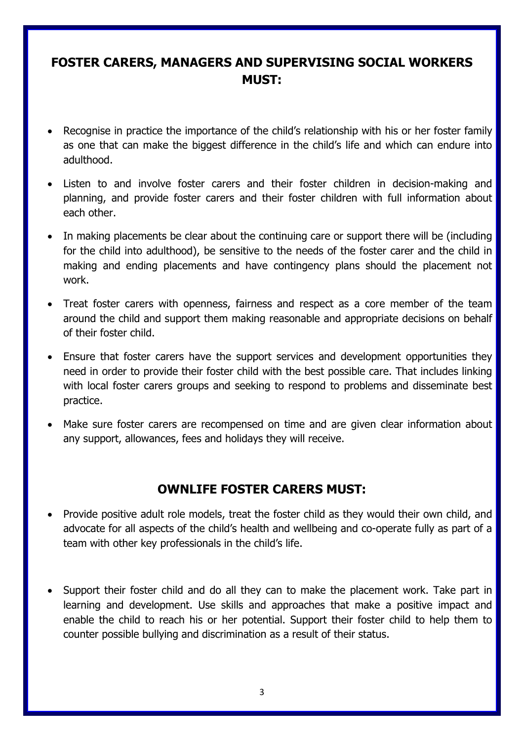## FOSTER CARERS, MANAGERS AND SUPERVISING SOCIAL WORKERS MUST:

- Recognise in practice the importance of the child's relationship with his or her foster family as one that can make the biggest difference in the child's life and which can endure into adulthood.
- Listen to and involve foster carers and their foster children in decision-making and planning, and provide foster carers and their foster children with full information about each other.
- In making placements be clear about the continuing care or support there will be (including for the child into adulthood), be sensitive to the needs of the foster carer and the child in making and ending placements and have contingency plans should the placement not work.
- Treat foster carers with openness, fairness and respect as a core member of the team around the child and support them making reasonable and appropriate decisions on behalf of their foster child.
- Ensure that foster carers have the support services and development opportunities they need in order to provide their foster child with the best possible care. That includes linking with local foster carers groups and seeking to respond to problems and disseminate best practice.
- Make sure foster carers are recompensed on time and are given clear information about any support, allowances, fees and holidays they will receive.

## OWNLIFE FOSTER CARERS MUST:

- Provide positive adult role models, treat the foster child as they would their own child, and advocate for all aspects of the child's health and wellbeing and co-operate fully as part of a team with other key professionals in the child's life.
- Support their foster child and do all they can to make the placement work. Take part in learning and development. Use skills and approaches that make a positive impact and enable the child to reach his or her potential. Support their foster child to help them to counter possible bullying and discrimination as a result of their status.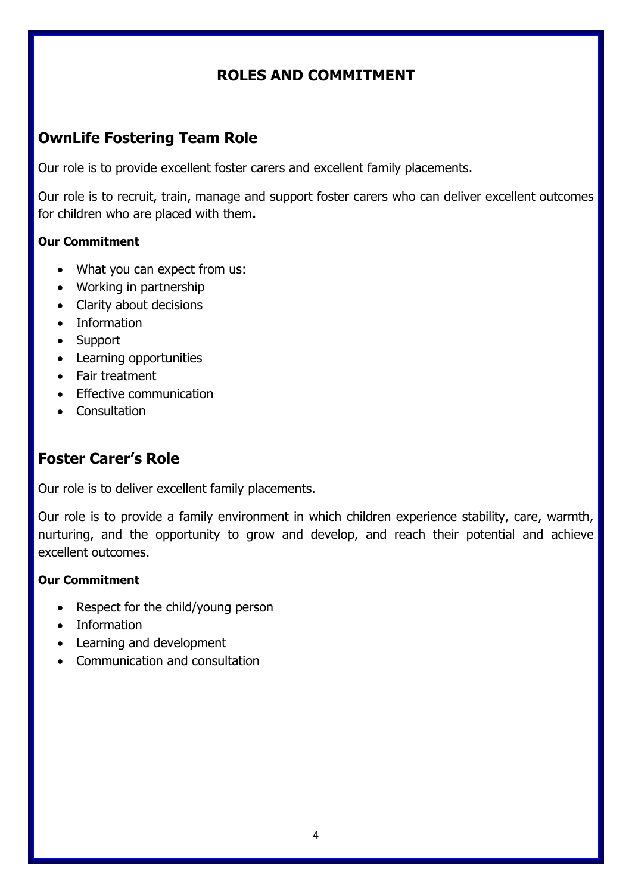# ROLES AND COMMITMENT

## OwnLife Fostering Team Role

Our role is to provide excellent foster carers and excellent family placements.

Our role is to recruit, train, manage and support foster carers who can deliver excellent outcomes for children who are placed with them**.**

**Our Commitment**

- What you can expect from us:
- Working in partnership
- Clarity about decisions
- Information
- Support
- Learning opportunities
- Fair treatment
- Effective communication
- Consultation

## Foster Carer's Role

Our role is to deliver excellent family placements.

Our role is to provide a family environment in which children experience stability, care, warmth, nurturing, and the opportunity to grow and develop, and reach their potential and achieve excellent outcomes.

**Our Commitment**

- Respect for the child/young person
- Information
- Learning and development
- Communication and consultation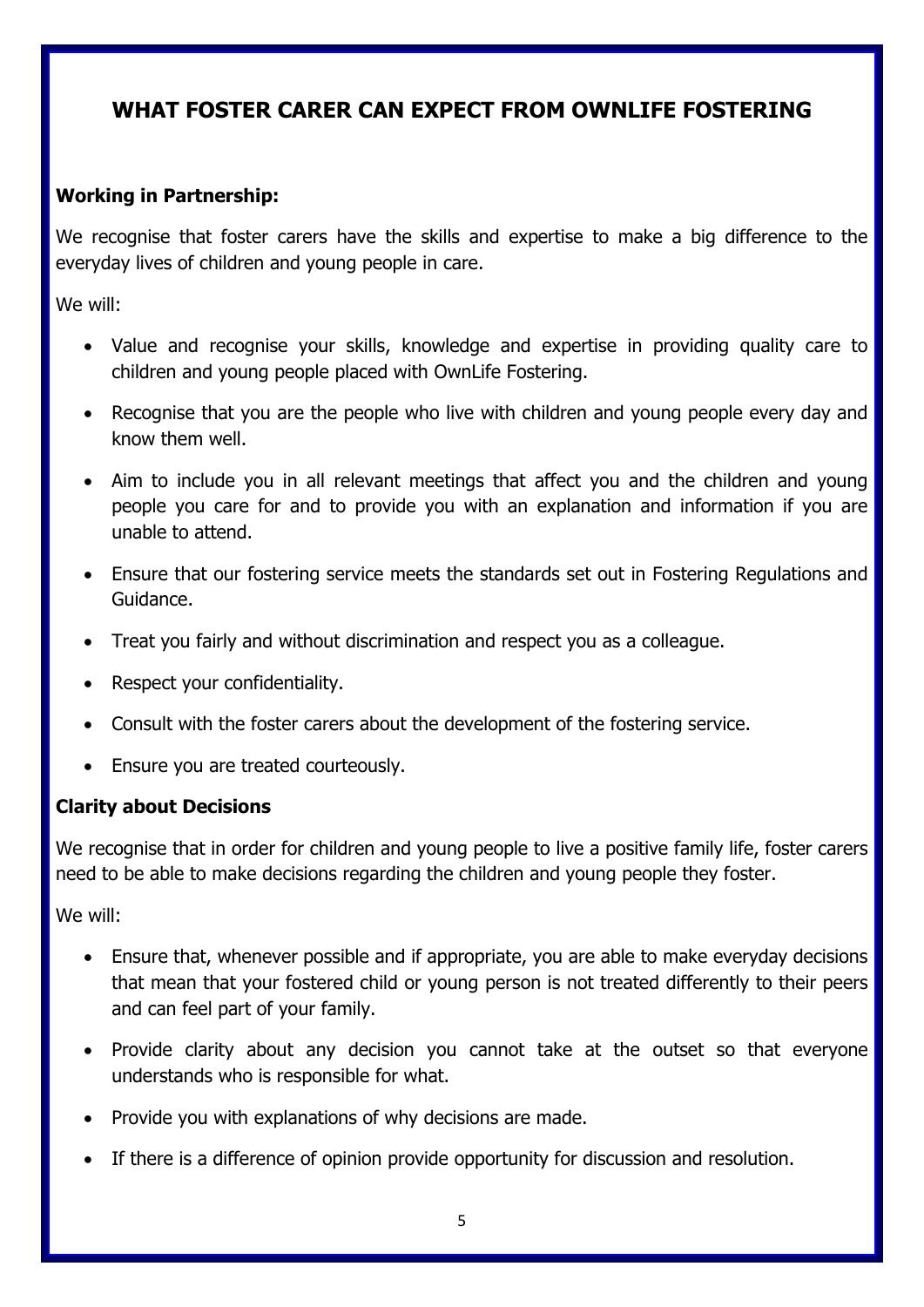# WHAT FOSTER CARER CAN EXPECT FROM OWNLIFE FOSTERING

**Working in Partnership:**

We recognise that foster carers have the skills and expertise to make a big difference to the everyday lives of children and young people in care.

We will:

- Value and recognise your skills, knowledge and expertise in providing quality care to children and young people placed with OwnLife Fostering.
- Recognise that you are the people who live with children and young people every day and know them well.
- Aim to include you in all relevant meetings that affect you and the children and young people you care for and to provide you with an explanation and information if you are unable to attend.
- Ensure that our fostering service meets the standards set out in Fostering Regulations and Guidance.
- Treat you fairly and without discrimination and respect you as a colleague.
- Respect your confidentiality.
- Consult with the foster carers about the development of the fostering service.
- Ensure you are treated courteously.

**Clarity about Decisions**

We recognise that in order for children and young people to live a positive family life, foster carers need to be able to make decisions regarding the children and young people they foster.

We will:

- Ensure that, whenever possible and if appropriate, you are able to make everyday decisions that mean that your fostered child or young person is not treated differently to their peers and can feel part of your family.
- Provide clarity about any decision you cannot take at the outset so that everyone understands who is responsible for what.
- Provide you with explanations of why decisions are made.
- If there is a difference of opinion provide opportunity for discussion and resolution.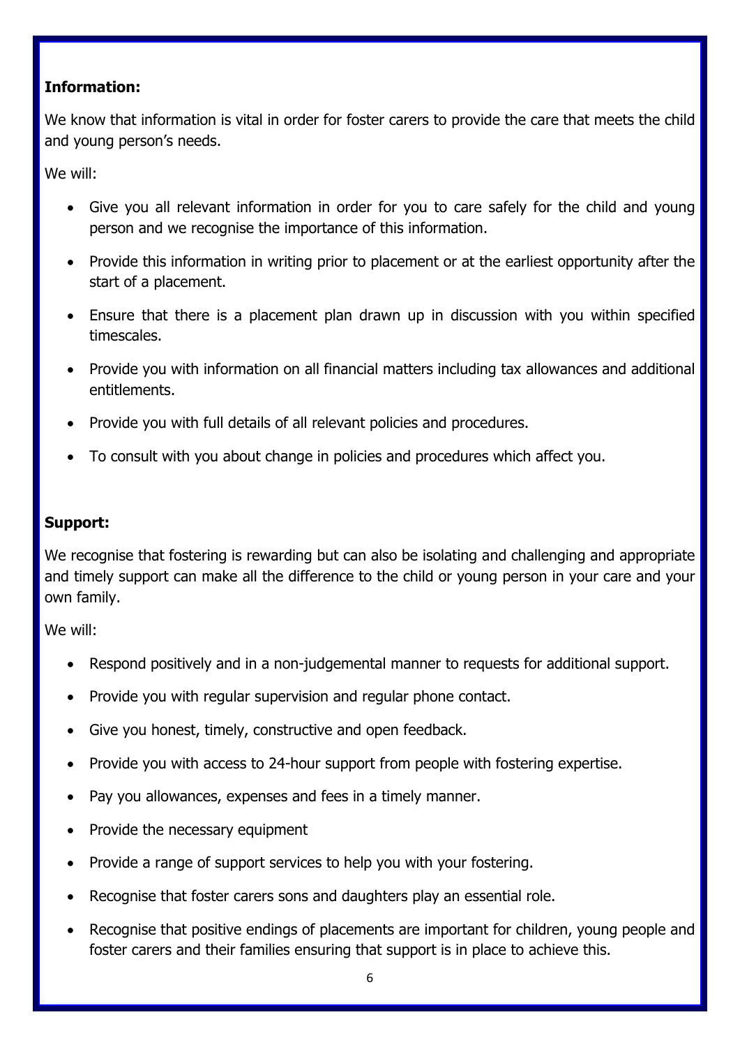**Information:**

We know that information is vital in order for foster carers to provide the care that meets the child and young person's needs.

We will:

- Give you all relevant information in order for you to care safely for the child and young person and we recognise the importance of this information.
- Provide this information in writing prior to placement or at the earliest opportunity after the start of a placement.
- Ensure that there is a placement plan drawn up in discussion with you within specified timescales.
- Provide you with information on all financial matters including tax allowances and additional entitlements.
- Provide you with full details of all relevant policies and procedures.
- To consult with you about change in policies and procedures which affect you.

**Support:**

We recognise that fostering is rewarding but can also be isolating and challenging and appropriate and timely support can make all the difference to the child or young person in your care and your own family.

We will:

- Respond positively and in a non-judgemental manner to requests for additional support.
- Provide you with regular supervision and regular phone contact.
- Give you honest, timely, constructive and open feedback.
- Provide you with access to 24-hour support from people with fostering expertise.
- Pay you allowances, expenses and fees in a timely manner.
- Provide the necessary equipment
- Provide a range of support services to help you with your fostering.
- Recognise that foster carers sons and daughters play an essential role.
- Recognise that positive endings of placements are important for children, young people and foster carers and their families ensuring that support is in place to achieve this.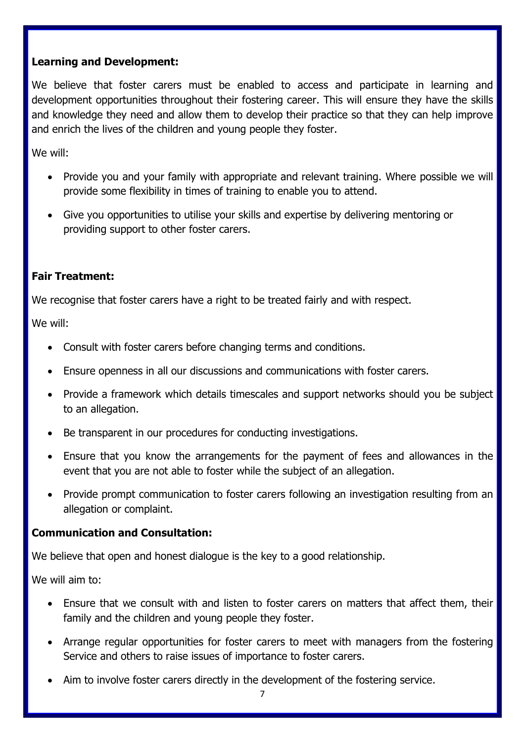**Learning and Development:**

We believe that foster carers must be enabled to access and participate in learning and development opportunities throughout their fostering career. This will ensure they have the skills and knowledge they need and allow them to develop their practice so that they can help improve and enrich the lives of the children and young people they foster.

We will:

- Provide you and your family with appropriate and relevant training. Where possible we will provide some flexibility in times of training to enable you to attend.
- Give you opportunities to utilise your skills and expertise by delivering mentoring or providing support to other foster carers.

**Fair Treatment:**

We recognise that foster carers have a right to be treated fairly and with respect.

We will:

- Consult with foster carers before changing terms and conditions.
- Ensure openness in all our discussions and communications with foster carers.
- Provide a framework which details timescales and support networks should you be subject to an allegation.
- Be transparent in our procedures for conducting investigations.
- Ensure that you know the arrangements for the payment of fees and allowances in the event that you are not able to foster while the subject of an allegation.
- Provide prompt communication to foster carers following an investigation resulting from an allegation or complaint.

**Communication and Consultation:**

We believe that open and honest dialogue is the key to a good relationship.

We will aim to:

- Ensure that we consult with and listen to foster carers on matters that affect them, their family and the children and young people they foster.
- Arrange regular opportunities for foster carers to meet with managers from the fostering Service and others to raise issues of importance to foster carers.
- Aim to involve foster carers directly in the development of the fostering service.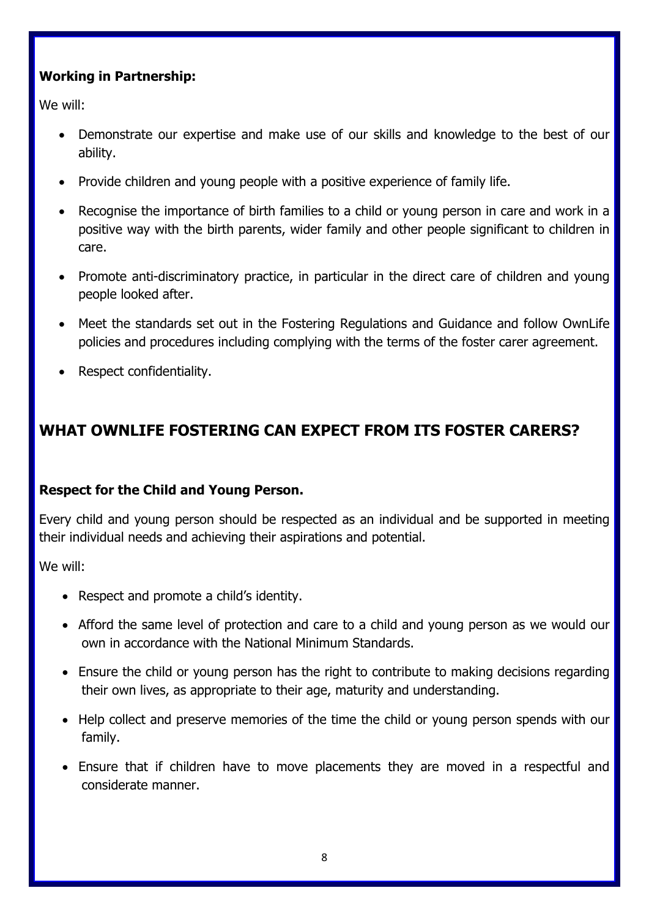**Working in Partnership:**

We will:

- Demonstrate our expertise and make use of our skills and knowledge to the best of our ability.
- Provide children and young people with a positive experience of family life.
- Recognise the importance of birth families to a child or young person in care and work in a positive way with the birth parents, wider family and other people significant to children in care.
- Promote anti-discriminatory practice, in particular in the direct care of children and young people looked after.
- Meet the standards set out in the Fostering Regulations and Guidance and follow OwnLife policies and procedures including complying with the terms of the foster carer agreement.
- Respect confidentiality.

## WHAT OWNLIFE FOSTERING CAN EXPECT FROM ITS FOSTER CARERS?

**Respect for the Child and Young Person.**

Every child and young person should be respected as an individual and be supported in meeting their individual needs and achieving their aspirations and potential.

We will:

- Respect and promote a child's identity.
- Afford the same level of protection and care to a child and young person as we would our own in accordance with the National Minimum Standards.
- Ensure the child or young person has the right to contribute to making decisions regarding their own lives, as appropriate to their age, maturity and understanding.
- Help collect and preserve memories of the time the child or young person spends with our family.
- Ensure that if children have to move placements they are moved in a respectful and considerate manner.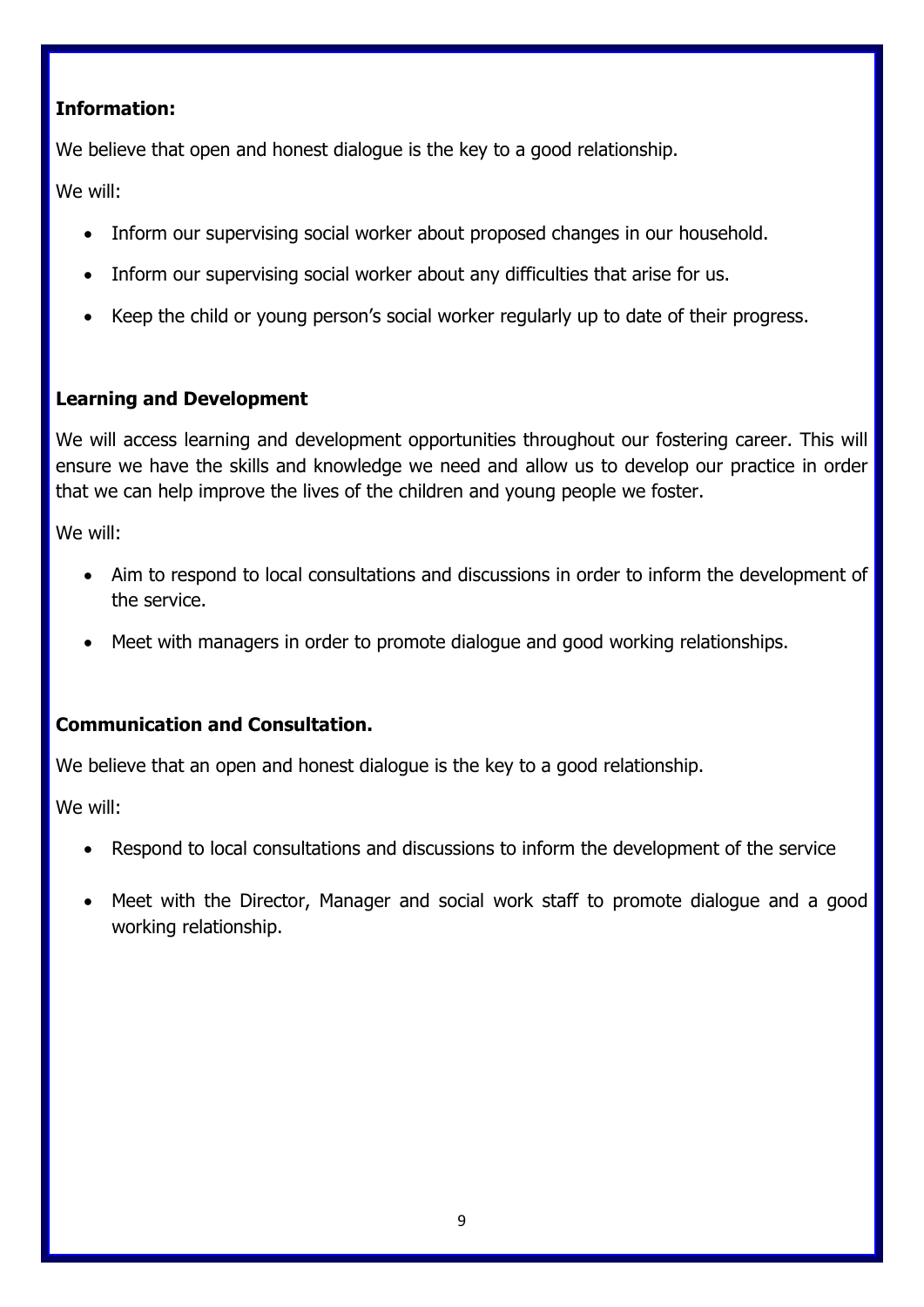**Information:**

We believe that open and honest dialogue is the key to a good relationship.

We will:

- Inform our supervising social worker about proposed changes in our household.
- Inform our supervising social worker about any difficulties that arise for us.
- Keep the child or young person's social worker regularly up to date of their progress.

**Learning and Development**

We will access learning and development opportunities throughout our fostering career. This will ensure we have the skills and knowledge we need and allow us to develop our practice in order that we can help improve the lives of the children and young people we foster.

We will:

- Aim to respond to local consultations and discussions in order to inform the development of the service.
- Meet with managers in order to promote dialogue and good working relationships.

**Communication and Consultation.**

We believe that an open and honest dialogue is the key to a good relationship.

We will:

- Respond to local consultations and discussions to inform the development of the service
- Meet with the Director, Manager and social work staff to promote dialogue and a good working relationship.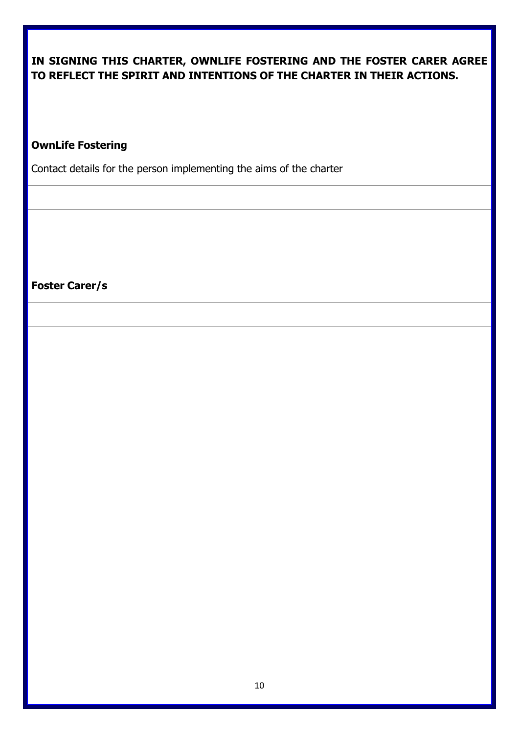**IN SIGNING THIS CHARTER, OWNLIFE FOSTERING AND THE FOSTER CARER AGREE TO REFLECT THE SPIRIT AND INTENTIONS OF THE CHARTER IN THEIR ACTIONS.**

**OwnLife Fostering**

Contact details for the person implementing the aims of the charter

**Foster Carer/s**